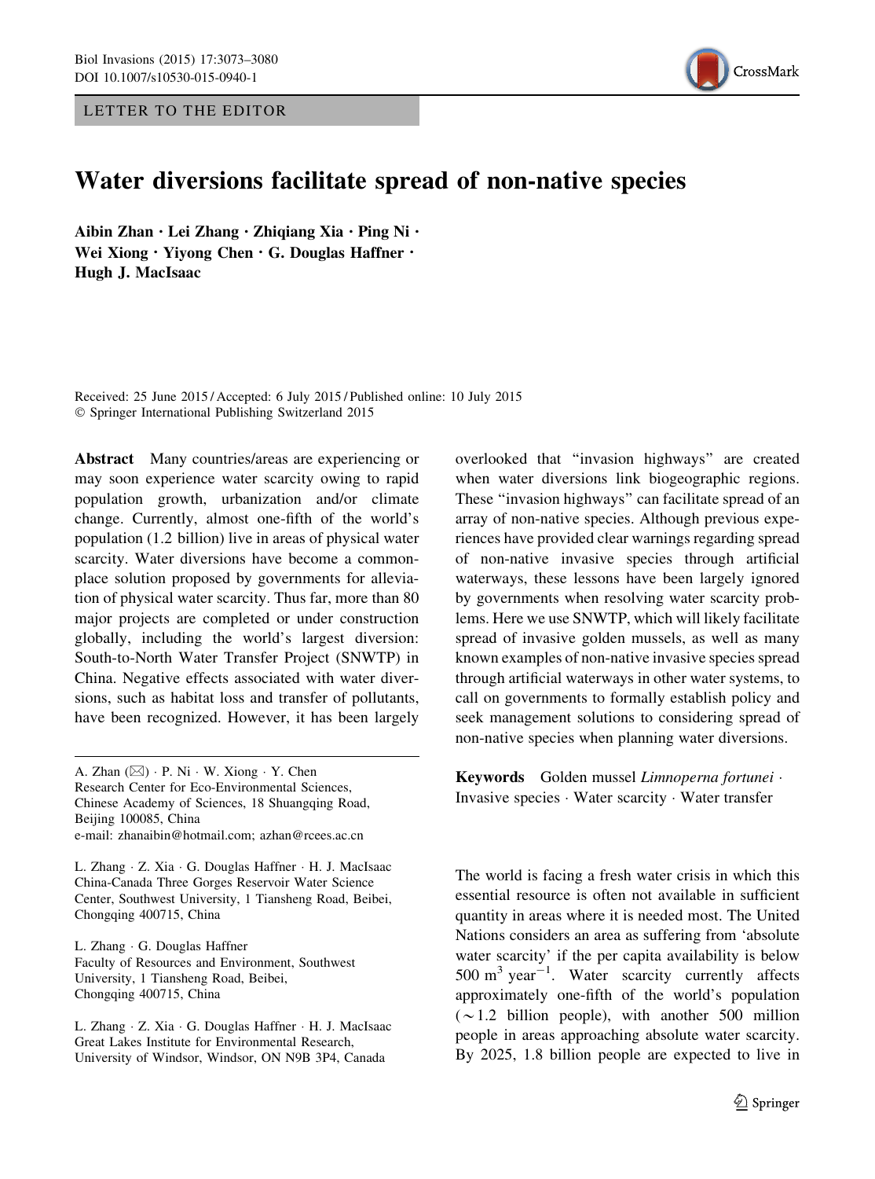LETTER TO THE EDITOR

# Water diversions facilitate spread of non-native species

**Aibin Zhan · Lei Zhang · Zhiqiang Xia · Ping Ni · Wei Xiong · Yiyong Chen · G. Douglas Haffner · Hugh J. MacIsaac**

Received: 25 June 2015 / Accepted: 6 July 2015 / Published online: 10 July 2015
© Springer International Publishing Switzerland 2015

**Abstract** Many countries/areas are experiencing or may soon experience water scarcity owing to rapid population growth, urbanization and/or climate change. Currently, almost one-fifth of the world's population (1.2 billion) live in areas of physical water scarcity. Water diversions have become a commonplace solution proposed by governments for alleviation of physical water scarcity. Thus far, more than 80 major projects are completed or under construction globally, including the world's largest diversion: South-to-North Water Transfer Project (SNWTP) in China. Negative effects associated with water diversions, such as habitat loss and transfer of pollutants, have been recognized. However, it has been largely overlooked that "invasion highways" are created when water diversions link biogeographic regions. These "invasion highways" can facilitate spread of an array of non-native species. Although previous experiences have provided clear warnings regarding spread of non-native invasive species through artificial waterways, these lessons have been largely ignored by governments when resolving water scarcity problems. Here we use SNWTP, which will likely facilitate spread of invasive golden mussels, as well as many known examples of non-native invasive species spread through artificial waterways in other water systems, to call on governments to formally establish policy and seek management solutions to considering spread of non-native species when planning water diversions.

**Keywords** Golden mussel *Limnoperna fortunei* · Invasive species · Water scarcity · Water transfer

A. Zhan (✉) · P. Ni · W. Xiong · Y. Chen
Research Center for Eco-Environmental Sciences, Chinese Academy of Sciences, 18 Shuangqing Road, Beijing 100085, China
e-mail: zhanaibin@hotmail.com; azhan@rcees.ac.cn

L. Zhang · Z. Xia · G. Douglas Haffner · H. J. MacIsaac
China-Canada Three Gorges Reservoir Water Science Center, Southwest University, 1 Tiansheng Road, Beibei, Chongqing 400715, China

L. Zhang · G. Douglas Haffner
Faculty of Resources and Environment, Southwest University, 1 Tiansheng Road, Beibei, Chongqing 400715, China

L. Zhang · Z. Xia · G. Douglas Haffner · H. J. MacIsaac
Great Lakes Institute for Environmental Research, University of Windsor, Windsor, ON N9B 3P4, Canada

The world is facing a fresh water crisis in which this essential resource is often not available in sufficient quantity in areas where it is needed most. The United Nations considers an area as suffering from 'absolute water scarcity' if the per capita availability is below 500 $m^3$ $year^{-1}$. Water scarcity currently affects approximately one-fifth of the world's population ($\sim$1.2 billion people), with another 500 million people in areas approaching absolute water scarcity. By 2025, 1.8 billion people are expected to live in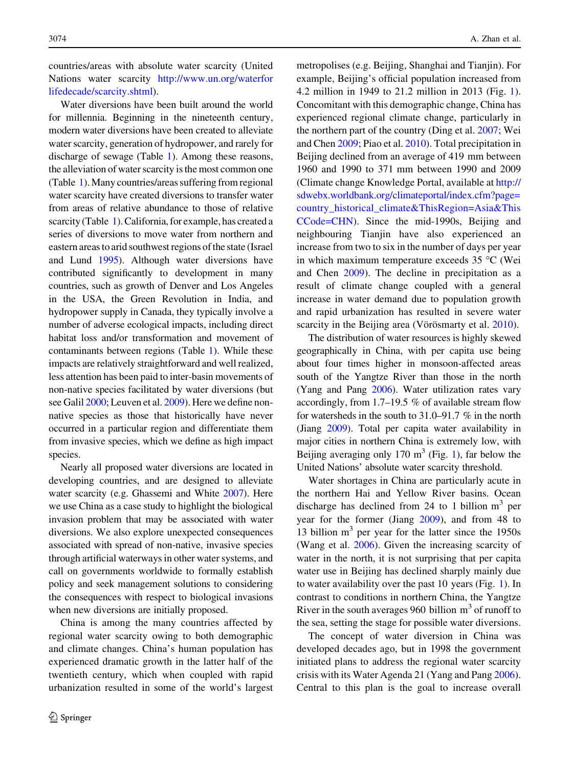countries/areas with absolute water scarcity (United Nations water scarcity http://www.un.org/waterforlifedecade/scarcity.shtml).

Water diversions have been built around the world for millennia. Beginning in the nineteenth century, modern water diversions have been created to alleviate water scarcity, generation of hydropower, and rarely for discharge of sewage (Table 1). Among these reasons, the alleviation of water scarcity is the most common one (Table 1). Many countries/areas suffering from regional water scarcity have created diversions to transfer water from areas of relative abundance to those of relative scarcity (Table 1). California, for example, has created a series of diversions to move water from northern and eastern areas to arid southwest regions of the state (Israel and Lund 1995). Although water diversions have contributed significantly to development in many countries, such as growth of Denver and Los Angeles in the USA, the Green Revolution in India, and hydropower supply in Canada, they typically involve a number of adverse ecological impacts, including direct habitat loss and/or transformation and movement of contaminants between regions (Table 1). While these impacts are relatively straightforward and well realized, less attention has been paid to inter-basin movements of non-native species facilitated by water diversions (but see Galil 2000; Leuven et al. 2009). Here we define non-native species as those that historically have never occurred in a particular region and differentiate them from invasive species, which we define as high impact species.

Nearly all proposed water diversions are located in developing countries, and are designed to alleviate water scarcity (e.g. Ghassemi and White 2007). Here we use China as a case study to highlight the biological invasion problem that may be associated with water diversions. We also explore unexpected consequences associated with spread of non-native, invasive species through artificial waterways in other water systems, and call on governments worldwide to formally establish policy and seek management solutions to considering the consequences with respect to biological invasions when new diversions are initially proposed.

China is among the many countries affected by regional water scarcity owing to both demographic and climate changes. China's human population has experienced dramatic growth in the latter half of the twentieth century, which when coupled with rapid urbanization resulted in some of the world's largest metropolises (e.g. Beijing, Shanghai and Tianjin). For example, Beijing's official population increased from 4.2 million in 1949 to 21.2 million in 2013 (Fig. 1). Concomitant with this demographic change, China has experienced regional climate change, particularly in the northern part of the country (Ding et al. 2007; Wei and Chen 2009; Piao et al. 2010). Total precipitation in Beijing declined from an average of 419 mm between 1960 and 1990 to 371 mm between 1990 and 2009 (Climate change Knowledge Portal, available at http://sdwebx.worldbank.org/climateportal/index.cfm?page=country_historical_climate&ThisRegion=Asia&ThisCCode=CHN). Since the mid-1990s, Beijing and neighbouring Tianjin have also experienced an increase from two to six in the number of days per year in which maximum temperature exceeds 35 °C (Wei and Chen 2009). The decline in precipitation as a result of climate change coupled with a general increase in water demand due to population growth and rapid urbanization has resulted in severe water scarcity in the Beijing area (Vörösmarty et al. 2010).

The distribution of water resources is highly skewed geographically in China, with per capita use being about four times higher in monsoon-affected areas south of the Yangtze River than those in the north (Yang and Pang 2006). Water utilization rates vary accordingly, from 1.7–19.5 % of available stream flow for watersheds in the south to 31.0–91.7 % in the north (Jiang 2009). Total per capita water availability in major cities in northern China is extremely low, with Beijing averaging only 170 $m^3$ (Fig. 1), far below the United Nations' absolute water scarcity threshold.

Water shortages in China are particularly acute in the northern Hai and Yellow River basins. Ocean discharge has declined from 24 to 1 billion $m^3$ per year for the former (Jiang 2009), and from 48 to 13 billion $m^3$ per year for the latter since the 1950s (Wang et al. 2006). Given the increasing scarcity of water in the north, it is not surprising that per capita water use in Beijing has declined sharply mainly due to water availability over the past 10 years (Fig. 1). In contrast to conditions in northern China, the Yangtze River in the south averages 960 billion $m^3$ of runoff to the sea, setting the stage for possible water diversions.

The concept of water diversion in China was developed decades ago, but in 1998 the government initiated plans to address the regional water scarcity crisis with its Water Agenda 21 (Yang and Pang 2006). Central to this plan is the goal to increase overall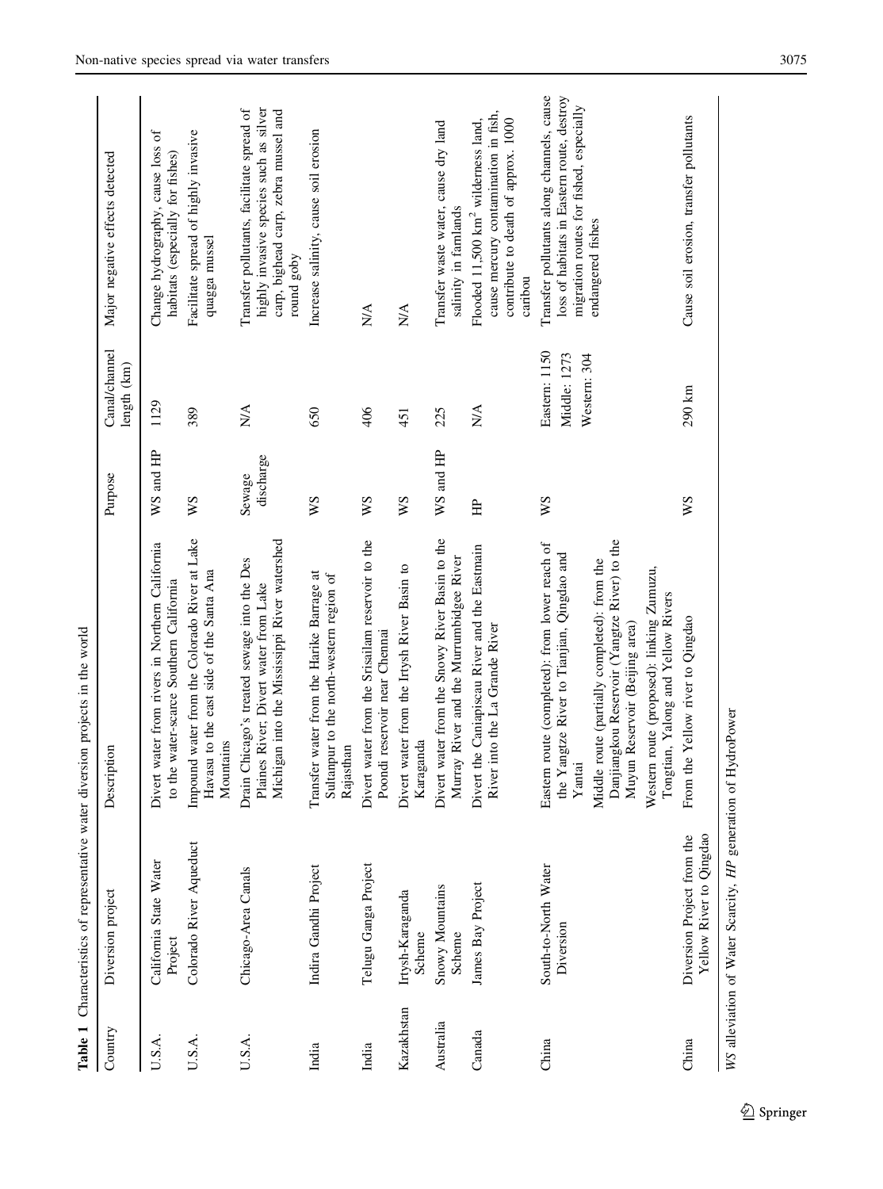**Table 1** Characteristics of representative water diversion projects in the world

| Country | Diversion project | Description | Purpose | Canal/channel length (km) | Major negative effects detected |
| --- | --- | --- | --- | --- | --- |
| U.S.A. | California State Water Project | Divert water from rivers in Northern California to the water-scarce Southern California | WS and HP | 1129 | Change hydrography, cause loss of habitats (especially for fishes) |
| U.S.A. | Colorado River Aqueduct | Impound water from the Colorado River at Lake Havasu to the east side of the Santa Ana Mountains | WS | 389 | Facilitate spread of highly invasive quagga mussel |
| U.S.A. | Chicago-Area Canals | Drain Chicago's treated sewage into the Des Plaines River, Divert water from Lake Michigan into the Mississippi River watershed | Sewage discharge | N/A | Transfer pollutants, facilitate spread of highly invasive species such as silver carp, bighead carp, zebra mussel and round goby |
| India | Indira Gandhi Project | Transfer water from the Harike Barrage at Sultanpur to the north-western region of Rajasthan | WS | 650 | Increase salinity, cause soil erosion |
| India | Telugu Ganga Project | Divert water from the Srisailam reservoir to the Poondi reservoir near Chennai | WS | 406 | N/A |
| Kazakhstan | Irtysh-Karaganda Scheme | Divert water from the Irtysh River Basin to Karaganda | WS | 451 | N/A |
| Australia | Snowy Mountains Scheme | Divert water from the Snowy River Basin to the Murray River and the Murrumbidgee River | WS and HP | 225 | Transfer waste water, cause dry land salinity in famlands |
| Canada | James Bay Project | Divert the Caniapiscau River and the Eastmain River into the La Grande River | HP | N/A | Flooded 11,500 km$^2$ wilderness land, cause mercury contamination in fish, contribute to death of approx. 1000 caribou |
| China | South-to-North Water Diversion | Eastern route (completed): from lower reach of the Yangtze River to Tianjian, Qingdao and Yantai<br>Middle route (partially completed): from the Danjiangkou Reservoir (Yangtze River) to the Muyun Reservoir (Beijing area)<br>Western route (proposed): linking Zumuzu, Tongtian, Yalong and Yellow Rivers | WS | Eastern: 1150<br>Middle: 1273<br>Western: 304 | Transfer pollutants along channels, cause loss of habitats in Eastern route, destroy migration routes for fished, especially endangered fishes |
| China | Diversion Project from the Yellow River to Qingdao | From the Yellow river to Qingdao | WS | 290 km | Cause soil erosion, transfer pollutants |

*WS* alleviation of Water Scarcity, *HP* generation of HydroPower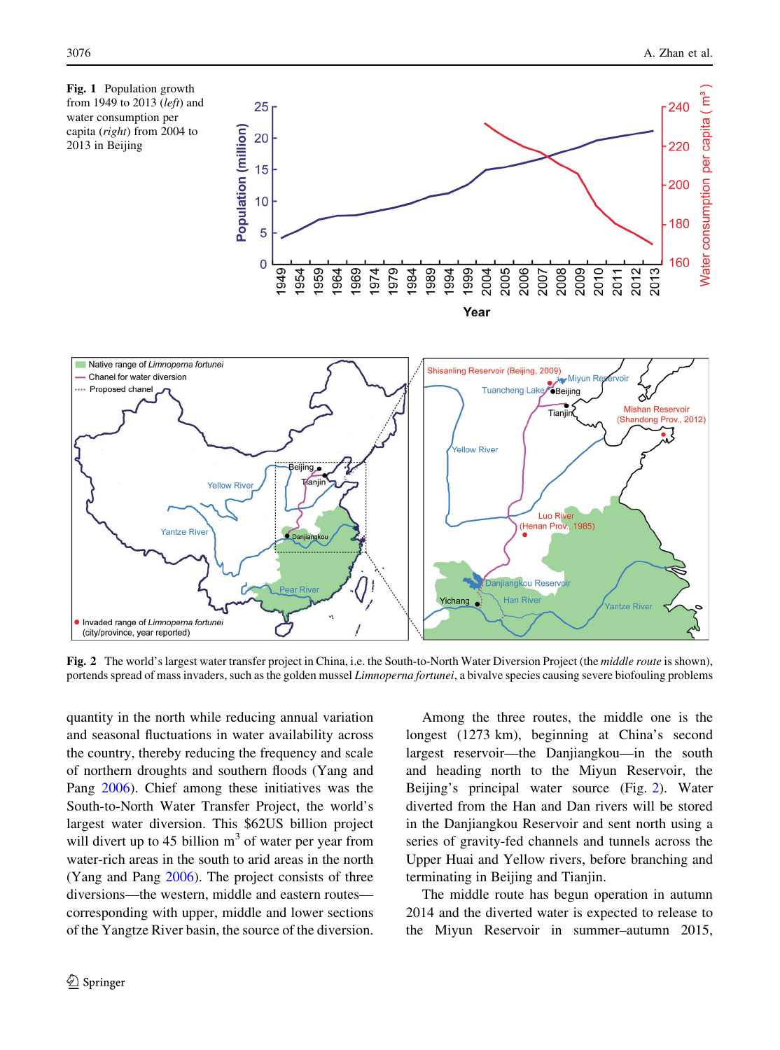**Fig. 1** Population growth from 1949 to 2013 (*left*) and water consumption per capita (*right*) from 2004 to 2013 in Beijing

**Fig. 2** The world's largest water transfer project in China, i.e. the South-to-North Water Diversion Project (the *middle route* is shown), portends spread of mass invaders, such as the golden mussel *Limnoperna fortunei*, a bivalve species causing severe biofouling problems

quantity in the north while reducing annual variation and seasonal fluctuations in water availability across the country, thereby reducing the frequency and scale of northern droughts and southern floods (Yang and Pang 2006). Chief among these initiatives was the South-to-North Water Transfer Project, the world's largest water diversion. This $62US billion project will divert up to 45 billion $m^3$ of water per year from water-rich areas in the south to arid areas in the north (Yang and Pang 2006). The project consists of three diversions—the western, middle and eastern routes—corresponding with upper, middle and lower sections of the Yangtze River basin, the source of the diversion.

Among the three routes, the middle one is the longest (1273 km), beginning at China's second largest reservoir—the Danjiangkou—in the south and heading north to the Miyun Reservoir, the Beijing's principal water source (Fig. 2). Water diverted from the Han and Dan rivers will be stored in the Danjiangkou Reservoir and sent north using a series of gravity-fed channels and tunnels across the Upper Huai and Yellow rivers, before branching and terminating in Beijing and Tianjin.

The middle route has begun operation in autumn 2014 and the diverted water is expected to release to the Miyun Reservoir in summer–autumn 2015,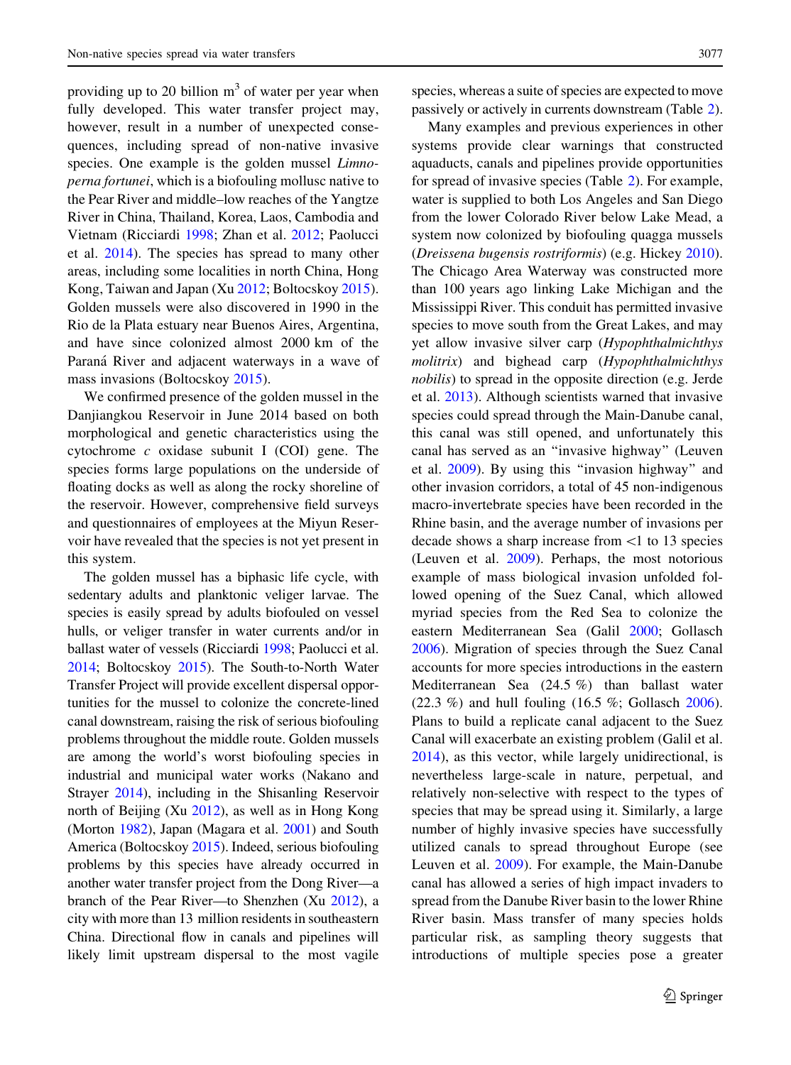providing up to 20 billion $m^3$ of water per year when fully developed. This water transfer project may, however, result in a number of unexpected consequences, including spread of non-native invasive species. One example is the golden mussel *Limnoperna fortunei*, which is a biofouling mollusc native to the Pear River and middle–low reaches of the Yangtze River in China, Thailand, Korea, Laos, Cambodia and Vietnam (Ricciardi 1998; Zhan et al. 2012; Paolucci et al. 2014). The species has spread to many other areas, including some localities in north China, Hong Kong, Taiwan and Japan (Xu 2012; Boltocskoy 2015). Golden mussels were also discovered in 1990 in the Rio de la Plata estuary near Buenos Aires, Argentina, and have since colonized almost 2000 km of the Paraná River and adjacent waterways in a wave of mass invasions (Boltocskoy 2015).

We confirmed presence of the golden mussel in the Danjiangkou Reservoir in June 2014 based on both morphological and genetic characteristics using the cytochrome *c* oxidase subunit I (COI) gene. The species forms large populations on the underside of floating docks as well as along the rocky shoreline of the reservoir. However, comprehensive field surveys and questionnaires of employees at the Miyun Reservoir have revealed that the species is not yet present in this system.

The golden mussel has a biphasic life cycle, with sedentary adults and planktonic veliger larvae. The species is easily spread by adults biofouled on vessel hulls, or veliger transfer in water currents and/or in ballast water of vessels (Ricciardi 1998; Paolucci et al. 2014; Boltocskoy 2015). The South-to-North Water Transfer Project will provide excellent dispersal opportunities for the mussel to colonize the concrete-lined canal downstream, raising the risk of serious biofouling problems throughout the middle route. Golden mussels are among the world's worst biofouling species in industrial and municipal water works (Nakano and Strayer 2014), including in the Shisanling Reservoir north of Beijing (Xu 2012), as well as in Hong Kong (Morton 1982), Japan (Magara et al. 2001) and South America (Boltocskoy 2015). Indeed, serious biofouling problems by this species have already occurred in another water transfer project from the Dong River—a branch of the Pear River—to Shenzhen (Xu 2012), a city with more than 13 million residents in southeastern China. Directional flow in canals and pipelines will likely limit upstream dispersal to the most vagile species, whereas a suite of species are expected to move passively or actively in currents downstream (Table 2).

Many examples and previous experiences in other systems provide clear warnings that constructed aquaducts, canals and pipelines provide opportunities for spread of invasive species (Table 2). For example, water is supplied to both Los Angeles and San Diego from the lower Colorado River below Lake Mead, a system now colonized by biofouling quagga mussels (*Dreissena bugensis rostriformis*) (e.g. Hickey 2010). The Chicago Area Waterway was constructed more than 100 years ago linking Lake Michigan and the Mississippi River. This conduit has permitted invasive species to move south from the Great Lakes, and may yet allow invasive silver carp (*Hypophthalmichthys molitrix*) and bighead carp (*Hypophthalmichthys nobilis*) to spread in the opposite direction (e.g. Jerde et al. 2013). Although scientists warned that invasive species could spread through the Main-Danube canal, this canal was still opened, and unfortunately this canal has served as an "invasive highway" (Leuven et al. 2009). By using this "invasion highway" and other invasion corridors, a total of 45 non-indigenous macro-invertebrate species have been recorded in the Rhine basin, and the average number of invasions per decade shows a sharp increase from <1 to 13 species (Leuven et al. 2009). Perhaps, the most notorious example of mass biological invasion unfolded followed opening of the Suez Canal, which allowed myriad species from the Red Sea to colonize the eastern Mediterranean Sea (Galil 2000; Gollasch 2006). Migration of species through the Suez Canal accounts for more species introductions in the eastern Mediterranean Sea (24.5 %) than ballast water (22.3 %) and hull fouling (16.5 %; Gollasch 2006). Plans to build a replicate canal adjacent to the Suez Canal will exacerbate an existing problem (Galil et al. 2014), as this vector, while largely unidirectional, is nevertheless large-scale in nature, perpetual, and relatively non-selective with respect to the types of species that may be spread using it. Similarly, a large number of highly invasive species have successfully utilized canals to spread throughout Europe (see Leuven et al. 2009). For example, the Main-Danube canal has allowed a series of high impact invaders to spread from the Danube River basin to the lower Rhine River basin. Mass transfer of many species holds particular risk, as sampling theory suggests that introductions of multiple species pose a greater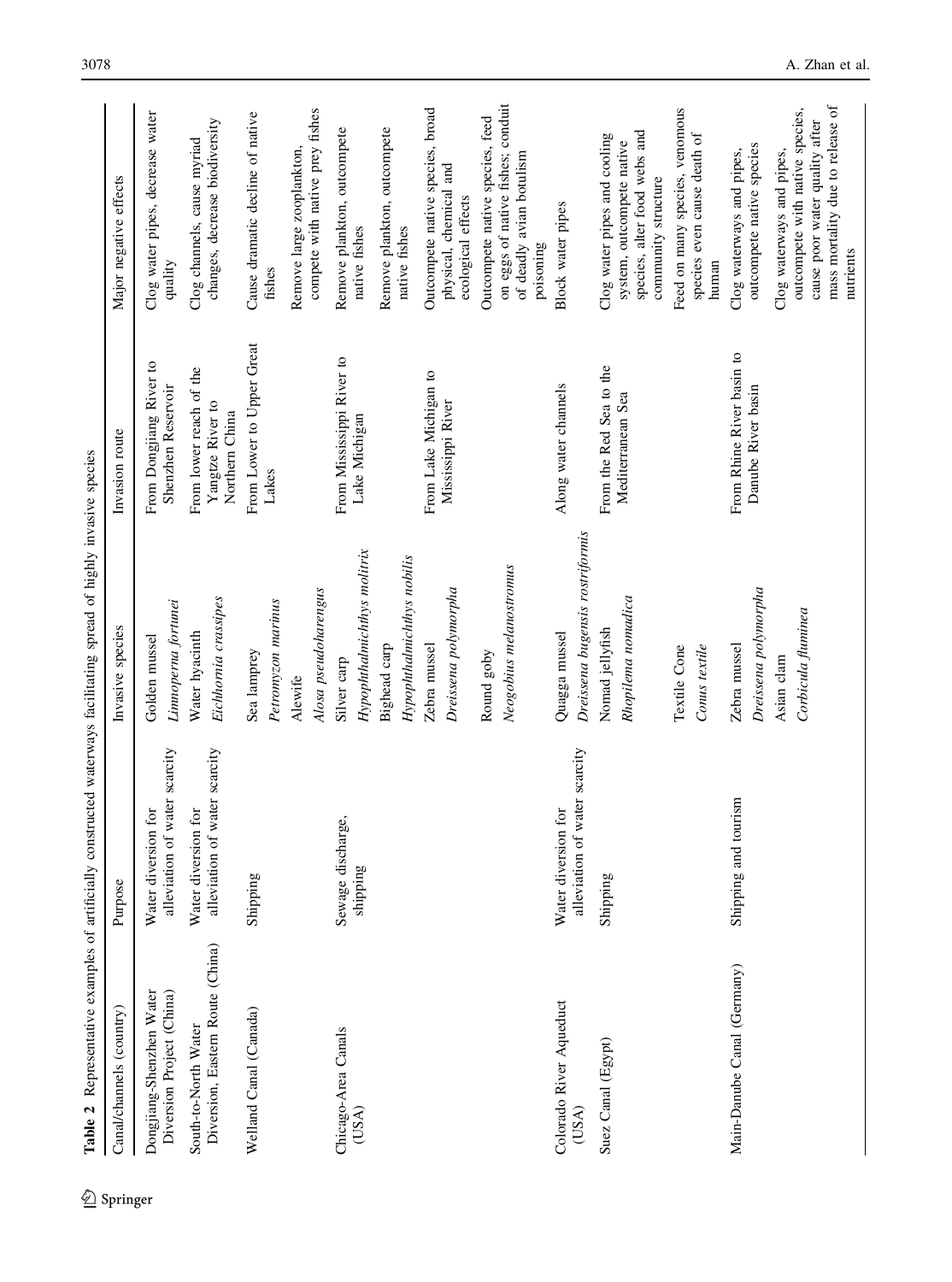**Table 2** Representative examples of artificially constructed waterways facilitating spread of highly invasive species

| Canal/channels (country) | Purpose | Invasive species | Invasion route | Major negative effects |
|---|---|---|---|---|
| Dongjiang-Shenzhen Water Diversion Project (China) | Water diversion for alleviation of water scarcity | Golden mussel *Limnoperna fortunei* | From Dongjiang River to Shenzhen Reservoir | Clog water pipes, decrease water quality |
| South-to-North Water Diversion, Eastern Route (China) | Water diversion for alleviation of water scarcity | Water hyacinth *Eichhornia crassipes* | From lower reach of the Yangtze River to Northern China | Clog channels, cause myriad changes, decrease biodiversity |
| Welland Canal (Canada) | Shipping | Sea lamprey *Petromyzon marinus* | From Lower to Upper Great Lakes | Cause dramatic decline of native fishes |
| | | Alewife *Alosa pseudoharengus* | | Remove large zooplankton, compete with native prey fishes |
| Chicago-Area Canals (USA) | Sewage discharge, shipping | Silver carp *Hypophthalmichthys molitrix* | From Mississippi River to Lake Michigan | Remove plankton, outcompete native fishes |
| | | Bighead carp *Hypophthalmichthys nobilis* | | Remove plankton, outcompete native fishes |
| | | Zebra mussel *Dreissena polymorpha* | From Lake Michigan to Mississippi River | Outcompete native species, broad physical, chemical and ecological effects |
| | | Round goby *Neogobius melanostromus* | | Outcompete native species, feed on eggs of native fishes; conduit of deadly avian botulism poisoning |
| Colorado River Aqueduct (USA) | Water diversion for alleviation of water scarcity | Quagga mussel *Dreissena bugensis rostriformis* | Along water channels | Block water pipes |
| Suez Canal (Egypt) | Shipping | Nomad jellyfish *Rhopilema nomadica* | From the Red Sea to the Mediterranean Sea | Clog water pipes and cooling system, outcompete native species, alter food webs and community structure |
| | | Textile Cone *Conus textile* | | Feed on many species, venomous species even cause death of human |
| Main-Danube Canal (Germany) | Shipping and tourism | Zebra mussel *Dreissena polymorpha* | From Rhine River basin to Danube River basin | Clog waterways and pipes, outcompete native species |
| | | Asian clam *Corbicula fluminea* | | Clog waterways and pipes, outcompete with native species, cause poor water quality after mass mortality due to release of nutrients |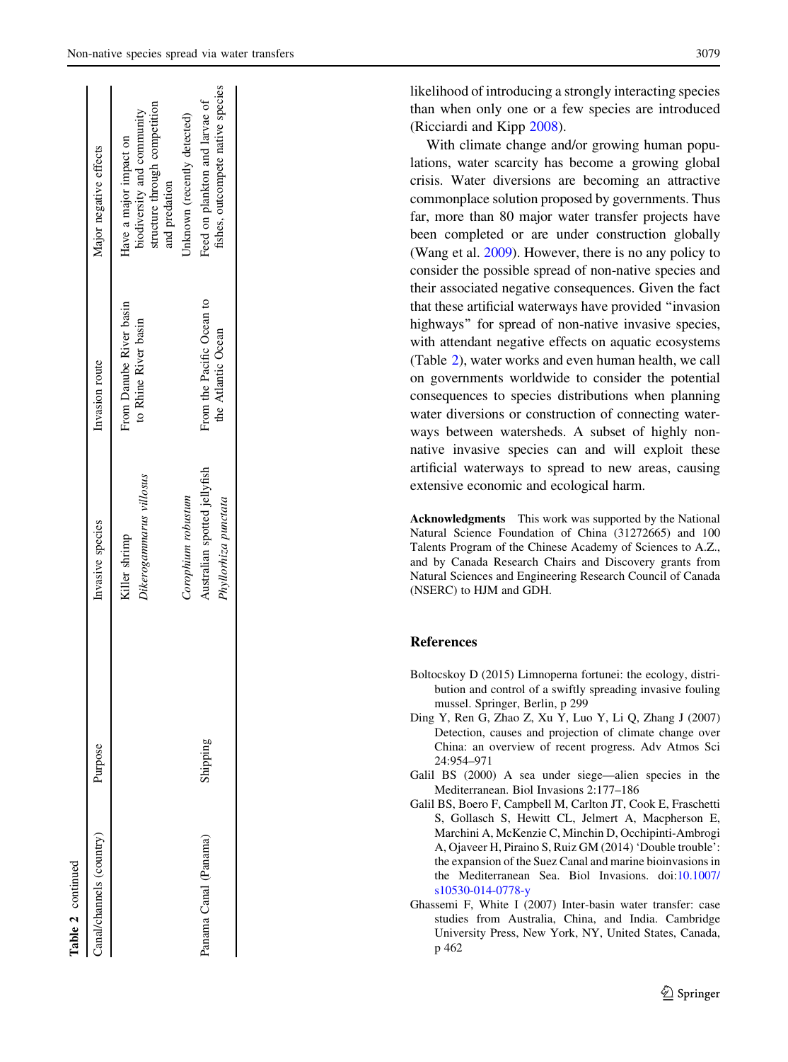**Table 2** continued

| Canal/channels (country) | Purpose | Invasive species | Invasion route | Major negative effects |
|---|---|---|---|---|
| | | Killer shrimp *Dikerogammarus villosus* | From Danube River basin to Rhine River basin | Have a major impact on biodiversity and community structure through competition and predation |
| | | *Corophium robustum* | | Unknown (recently detected) |
| Panama Canal (Panama) | Shipping | Australian spotted jellyfish *Phyllorhiza punctata* | From the Pacific Ocean to the Atlantic Ocean | Feed on plankton and larvae of fishes, outcompete native species |

likelihood of introducing a strongly interacting species than when only one or a few species are introduced (Ricciardi and Kipp 2008).

With climate change and/or growing human populations, water scarcity has become a growing global crisis. Water diversions are becoming an attractive commonplace solution proposed by governments. Thus far, more than 80 major water transfer projects have been completed or are under construction globally (Wang et al. 2009). However, there is no any policy to consider the possible spread of non-native species and their associated negative consequences. Given the fact that these artificial waterways have provided "invasion highways" for spread of non-native invasive species, with attendant negative effects on aquatic ecosystems (Table 2), water works and even human health, we call on governments worldwide to consider the potential consequences to species distributions when planning water diversions or construction of connecting waterways between watersheds. A subset of highly non-native invasive species can and will exploit these artificial waterways to spread to new areas, causing extensive economic and ecological harm.

**Acknowledgments** This work was supported by the National Natural Science Foundation of China (31272665) and 100 Talents Program of the Chinese Academy of Sciences to A.Z., and by Canada Research Chairs and Discovery grants from Natural Sciences and Engineering Research Council of Canada (NSERC) to HJM and GDH.

## References

Boltocskoy D (2015) Limnoperna fortunei: the ecology, distribution and control of a swiftly spreading invasive fouling mussel. Springer, Berlin, p 299

Ding Y, Ren G, Zhao Z, Xu Y, Luo Y, Li Q, Zhang J (2007) Detection, causes and projection of climate change over China: an overview of recent progress. Adv Atmos Sci 24:954–971

Galil BS (2000) A sea under siege—alien species in the Mediterranean. Biol Invasions 2:177–186

Galil BS, Boero F, Campbell M, Carlton JT, Cook E, Fraschetti S, Gollasch S, Hewitt CL, Jelmert A, Macpherson E, Marchini A, McKenzie C, Minchin D, Occhipinti-Ambrogi A, Ojaveer H, Piraino S, Ruiz GM (2014) 'Double trouble': the expansion of the Suez Canal and marine bioinvasions in the Mediterranean Sea. Biol Invasions. doi:10.1007/s10530-014-0778-y

Ghassemi F, White I (2007) Inter-basin water transfer: case studies from Australia, China, and India. Cambridge University Press, New York, NY, United States, Canada, p 462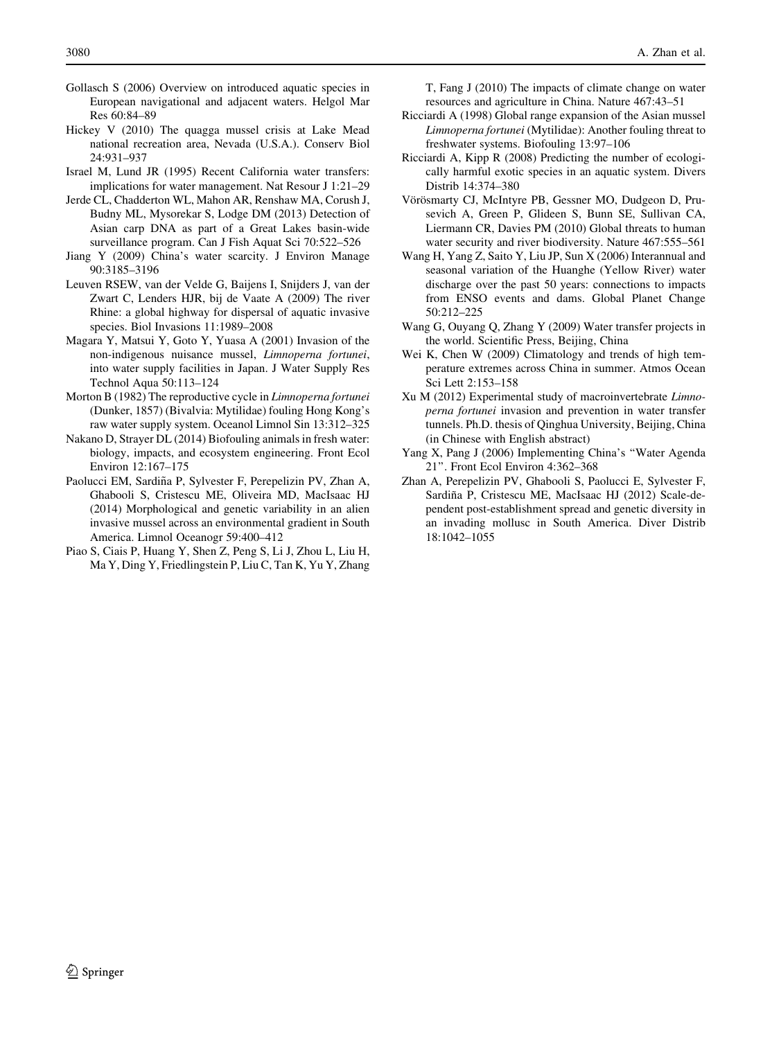Gollasch S (2006) Overview on introduced aquatic species in European navigational and adjacent waters. Helgol Mar Res 60:84–89

Hickey V (2010) The quagga mussel crisis at Lake Mead national recreation area, Nevada (U.S.A.). Conserv Biol 24:931–937

Israel M, Lund JR (1995) Recent California water transfers: implications for water management. Nat Resour J 1:21–29

Jerde CL, Chadderton WL, Mahon AR, Renshaw MA, Corush J, Budny ML, Mysorekar S, Lodge DM (2013) Detection of Asian carp DNA as part of a Great Lakes basin-wide surveillance program. Can J Fish Aquat Sci 70:522–526

Jiang Y (2009) China's water scarcity. J Environ Manage 90:3185–3196

Leuven RSEW, van der Velde G, Baijens I, Snijders J, van der Zwart C, Lenders HJR, bij de Vaate A (2009) The river Rhine: a global highway for dispersal of aquatic invasive species. Biol Invasions 11:1989–2008

Magara Y, Matsui Y, Goto Y, Yuasa A (2001) Invasion of the non-indigenous nuisance mussel, *Limnoperna fortunei*, into water supply facilities in Japan. J Water Supply Res Technol Aqua 50:113–124

Morton B (1982) The reproductive cycle in *Limnoperna fortunei* (Dunker, 1857) (Bivalvia: Mytilidae) fouling Hong Kong's raw water supply system. Oceanol Limnol Sin 13:312–325

Nakano D, Strayer DL (2014) Biofouling animals in fresh water: biology, impacts, and ecosystem engineering. Front Ecol Environ 12:167–175

Paolucci EM, Sardiña P, Sylvester F, Perepelizin PV, Zhan A, Ghabooli S, Cristescu ME, Oliveira MD, MacIsaac HJ (2014) Morphological and genetic variability in an alien invasive mussel across an environmental gradient in South America. Limnol Oceanogr 59:400–412

Piao S, Ciais P, Huang Y, Shen Z, Peng S, Li J, Zhou L, Liu H, Ma Y, Ding Y, Friedlingstein P, Liu C, Tan K, Yu Y, Zhang T, Fang J (2010) The impacts of climate change on water resources and agriculture in China. Nature 467:43–51

Ricciardi A (1998) Global range expansion of the Asian mussel *Limnoperna fortunei* (Mytilidae): Another fouling threat to freshwater systems. Biofouling 13:97–106

Ricciardi A, Kipp R (2008) Predicting the number of ecologically harmful exotic species in an aquatic system. Divers Distrib 14:374–380

Vörösmarty CJ, McIntyre PB, Gessner MO, Dudgeon D, Prusevich A, Green P, Glideen S, Bunn SE, Sullivan CA, Liermann CR, Davies PM (2010) Global threats to human water security and river biodiversity. Nature 467:555–561

Wang H, Yang Z, Saito Y, Liu JP, Sun X (2006) Interannual and seasonal variation of the Huanghe (Yellow River) water discharge over the past 50 years: connections to impacts from ENSO events and dams. Global Planet Change 50:212–225

Wang G, Ouyang Q, Zhang Y (2009) Water transfer projects in the world. Scientific Press, Beijing, China

Wei K, Chen W (2009) Climatology and trends of high temperature extremes across China in summer. Atmos Ocean Sci Lett 2:153–158

Xu M (2012) Experimental study of macroinvertebrate *Limnoperna fortunei* invasion and prevention in water transfer tunnels. Ph.D. thesis of Qinghua University, Beijing, China (in Chinese with English abstract)

Yang X, Pang J (2006) Implementing China's "Water Agenda 21". Front Ecol Environ 4:362–368

Zhan A, Perepelizin PV, Ghabooli S, Paolucci E, Sylvester F, Sardiña P, Cristescu ME, MacIsaac HJ (2012) Scale-dependent post-establishment spread and genetic diversity in an invading mollusc in South America. Diver Distrib 18:1042–1055